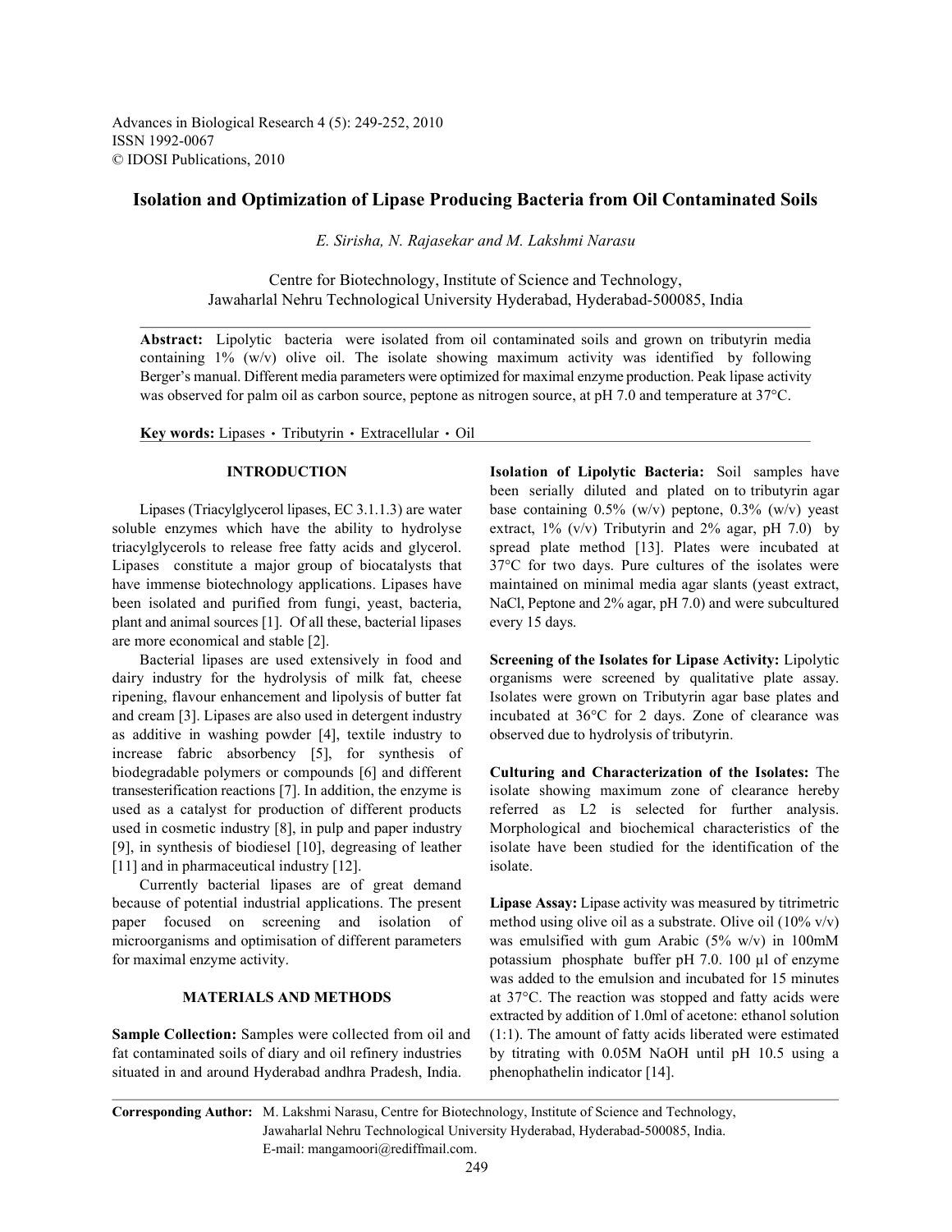# Isolation and Optimization of Lipase Producing Bacteria from Oil Contaminated Soils

*E. Sirisha, N. Rajasekar and M. Lakshmi Narasu*

Centre for Biotechnology, Institute of Science and Technology, Jawaharlal Nehru Technological University Hyderabad, Hyderabad-500085, India

**Abstract:** Lipolytic bacteria were isolated from oil contaminated soils and grown on tributyrin media containing 1% (w/v) olive oil. The isolate showing maximum activity was identified by following Berger's manual. Different media parameters were optimized for maximal enzyme production. Peak lipase activity was observed for palm oil as carbon source, peptone as nitrogen source, at pH 7.0 and temperature at 37°C.

**Key words:** Lipases · Tributyrin · Extracellular · Oil

## INTRODUCTION

Lipases (Triacylglycerol lipases, EC 3.1.1.3) are water soluble enzymes which have the ability to hydrolyse triacylglycerols to release free fatty acids and glycerol. Lipases constitute a major group of biocatalysts that have immense biotechnology applications. Lipases have been isolated and purified from fungi, yeast, bacteria, plant and animal sources [1]. Of all these, bacterial lipases are more economical and stable [2].

Bacterial lipases are used extensively in food and dairy industry for the hydrolysis of milk fat, cheese ripening, flavour enhancement and lipolysis of butter fat and cream [3]. Lipases are also used in detergent industry as additive in washing powder [4], textile industry to increase fabric absorbency [5], for synthesis of biodegradable polymers or compounds [6] and different transesterification reactions [7]. In addition, the enzyme is used as a catalyst for production of different products used in cosmetic industry [8], in pulp and paper industry [9], in synthesis of biodiesel [10], degreasing of leather [11] and in pharmaceutical industry [12].

Currently bacterial lipases are of great demand because of potential industrial applications. The present paper focused on screening and isolation of microorganisms and optimisation of different parameters for maximal enzyme activity.

## MATERIALS AND METHODS

**Sample Collection:** Samples were collected from oil and fat contaminated soils of diary and oil refinery industries situated in and around Hyderabad andhra Pradesh, India.

**Isolation of Lipolytic Bacteria:** Soil samples have been serially diluted and plated on to tributyrin agar base containing 0.5% (w/v) peptone, 0.3% (w/v) yeast extract, 1% (v/v) Tributyrin and 2% agar, pH 7.0) by spread plate method [13]. Plates were incubated at 37°C for two days. Pure cultures of the isolates were maintained on minimal media agar slants (yeast extract, NaCl, Peptone and 2% agar, pH 7.0) and were subcultured every 15 days.

**Screening of the Isolates for Lipase Activity:** Lipolytic organisms were screened by qualitative plate assay. Isolates were grown on Tributyrin agar base plates and incubated at 36°C for 2 days. Zone of clearance was observed due to hydrolysis of tributyrin.

**Culturing and Characterization of the Isolates:** The isolate showing maximum zone of clearance hereby referred as L2 is selected for further analysis. Morphological and biochemical characteristics of the isolate have been studied for the identification of the isolate.

**Lipase Assay:** Lipase activity was measured by titrimetric method using olive oil as a substrate. Olive oil (10% v/v) was emulsified with gum Arabic (5% w/v) in 100mM potassium phosphate buffer pH 7.0. 100 μl of enzyme was added to the emulsion and incubated for 15 minutes at 37°C. The reaction was stopped and fatty acids were extracted by addition of 1.0ml of acetone: ethanol solution (1:1). The amount of fatty acids liberated were estimated by titrating with 0.05M NaOH until pH 10.5 using a phenophathelin indicator [14].

**Corresponding Author:** M. Lakshmi Narasu, Centre for Biotechnology, Institute of Science and Technology, Jawaharlal Nehru Technological University Hyderabad, Hyderabad-500085, India.
E-mail: mangamoori@rediffmail.com.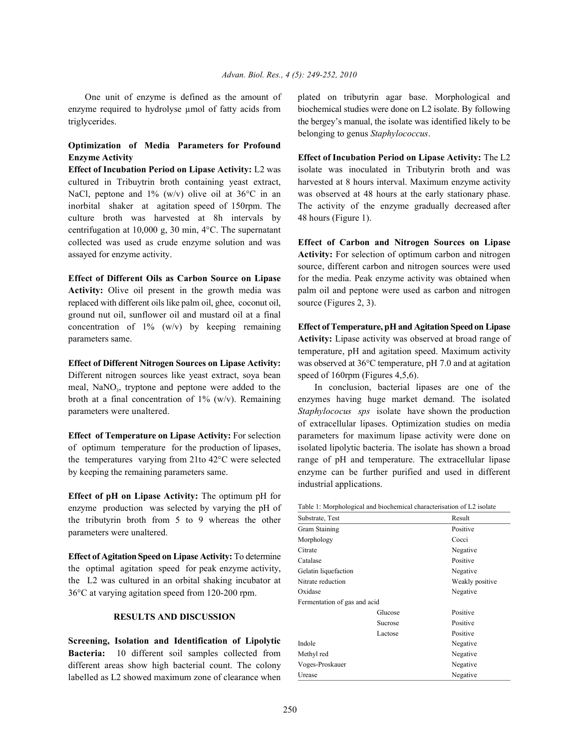One unit of enzyme is defined as the amount of enzyme required to hydrolyse μmol of fatty acids from triglycerides.

### Optimization of Media Parameters for Profound Enzyme Activity

**Effect of Incubation Period on Lipase Activity:** L2 was cultured in Tribuytrin broth containing yeast extract, NaCl, peptone and 1% (w/v) olive oil at 36°C in an inorbital shaker at agitation speed of 150rpm. The culture broth was harvested at 8h intervals by centrifugation at 10,000 g, 30 min, 4°C. The supernatant collected was used as crude enzyme solution and was assayed for enzyme activity.

**Effect of Different Oils as Carbon Source on Lipase Activity:** Olive oil present in the growth media was replaced with different oils like palm oil, ghee, coconut oil, ground nut oil, sunflower oil and mustard oil at a final concentration of 1% (w/v) by keeping remaining parameters same.

**Effect of Different Nitrogen Sources on Lipase Activity:** Different nitrogen sources like yeast extract, soya bean meal, $NaNO_3$, tryptone and peptone were added to the broth at a final concentration of 1% (w/v). Remaining parameters were unaltered.

**Effect of Temperature on Lipase Activity:** For selection of optimum temperature for the production of lipases, the temperatures varying from 21to 42°C were selected by keeping the remaining parameters same.

**Effect of pH on Lipase Activity:** The optimum pH for enzyme production was selected by varying the pH of the tributyrin broth from 5 to 9 whereas the other parameters were unaltered.

**Effect of Agitation Speed on Lipase Activity:** To determine the optimal agitation speed for peak enzyme activity, the L2 was cultured in an orbital shaking incubator at 36°C at varying agitation speed from 120-200 rpm.

## RESULTS AND DISCUSSION

**Screening, Isolation and Identification of Lipolytic Bacteria:** 10 different soil samples collected from different areas show high bacterial count. The colony labelled as L2 showed maximum zone of clearance when plated on tributyrin agar base. Morphological and biochemical studies were done on L2 isolate. By following the bergey's manual, the isolate was identified likely to be belonging to genus *Staphylococcus*.

**Effect of Incubation Period on Lipase Activity:** The L2 isolate was inoculated in Tributyrin broth and was harvested at 8 hours interval. Maximum enzyme activity was observed at 48 hours at the early stationary phase. The activity of the enzyme gradually decreased after 48 hours (Figure 1).

**Effect of Carbon and Nitrogen Sources on Lipase Activity:** For selection of optimum carbon and nitrogen source, different carbon and nitrogen sources were used for the media. Peak enzyme activity was obtained when palm oil and peptone were used as carbon and nitrogen source (Figures 2, 3).

**Effect of Temperature, pH and Agitation Speed on Lipase Activity:** Lipase activity was observed at broad range of temperature, pH and agitation speed. Maximum activity was observed at 36°C temperature, pH 7.0 and at agitation speed of 160rpm (Figures 4,5,6).

In conclusion, bacterial lipases are one of the enzymes having huge market demand. The isolated *Staphylococus sps* isolate have shown the production of extracellular lipases. Optimization studies on media parameters for maximum lipase activity were done on isolated lipolytic bacteria. The isolate has shown a broad range of pH and temperature. The extracellular lipase enzyme can be further purified and used in different industrial applications.

Table 1: Morphological and biochemical characterisation of L2 isolate

| Substrate, Test | | Result |
|---|---|---|
| Gram Staining | | Positive |
| Morphology | | Cocci |
| Citrate | | Negative |
| Catalase | | Positive |
| Gelatin liquefaction | | Negative |
| Nitrate reduction | | Weakly positive |
| Oxidase | | Negative |
| Fermentation of gas and acid | | |
| | Glucose | Positive |
| | Sucrose | Positive |
| | Lactose | Positive |
| Indole | | Negative |
| Methyl red | | Negative |
| Voges-Proskauer | | Negative |
| Urease | | Negative |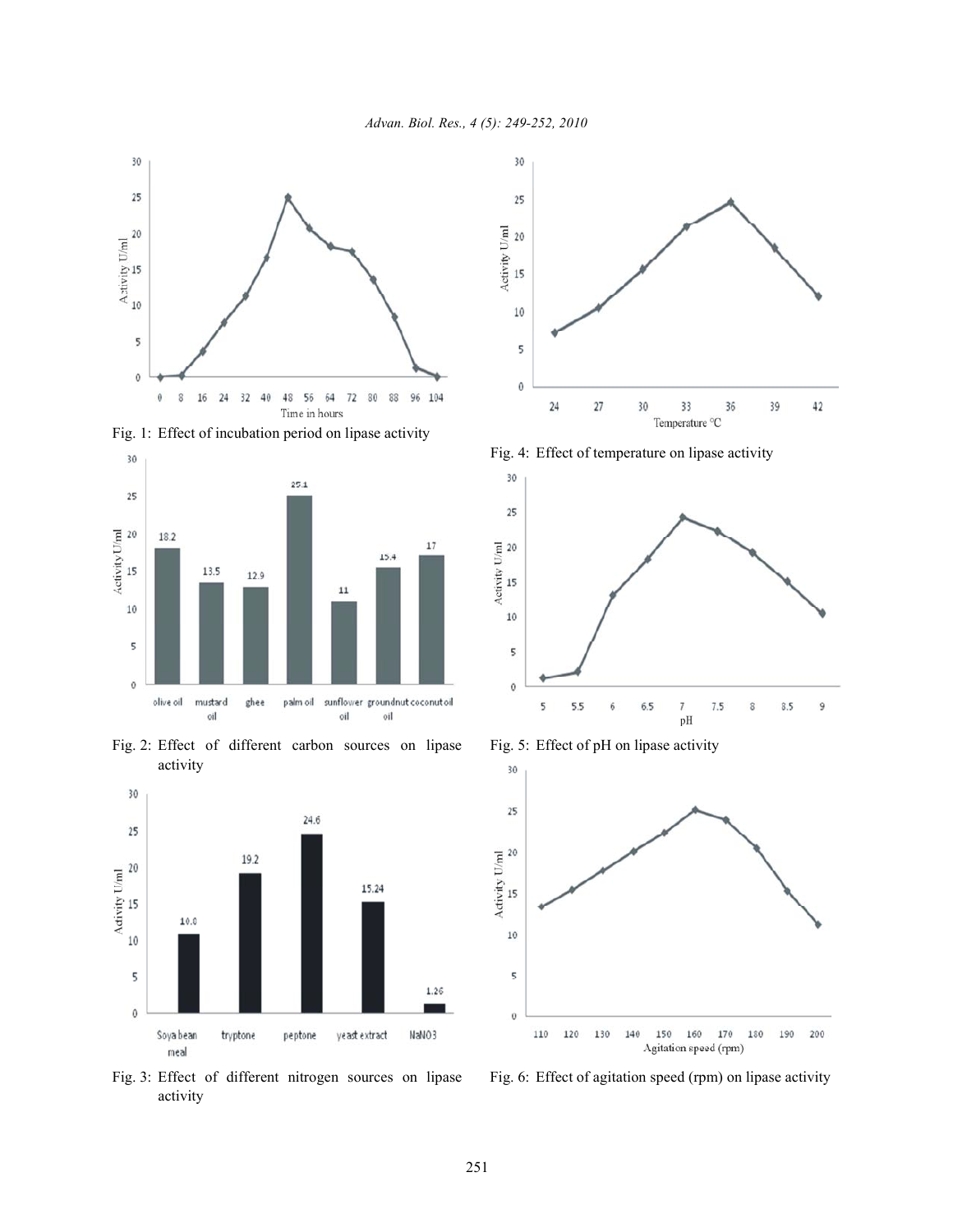Fig. 1: Effect of incubation period on lipase activity

Fig. 2: Effect of different carbon sources on lipase activity

Fig. 3: Effect of different nitrogen sources on lipase activity

Fig. 4: Effect of temperature on lipase activity

Fig. 5: Effect of pH on lipase activity

Fig. 6: Effect of agitation speed (rpm) on lipase activity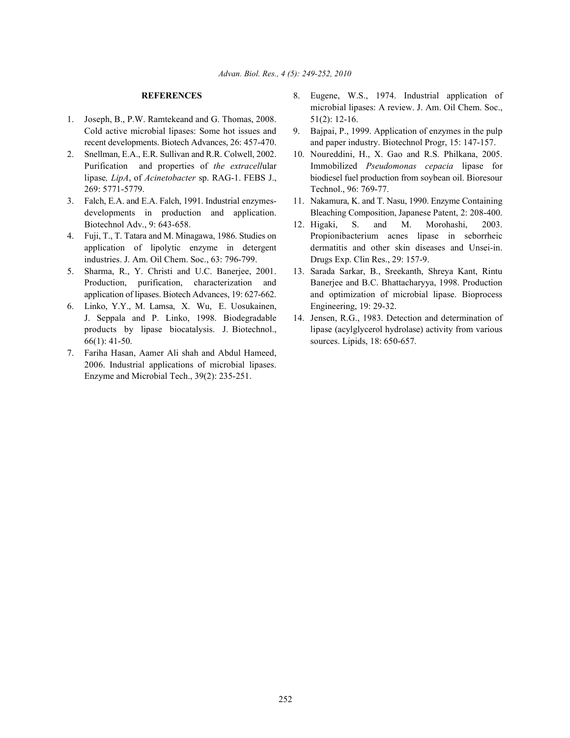## REFERENCES

1. Joseph, B., P.W. Ramtekeand and G. Thomas, 2008. Cold active microbial lipases: Some hot issues and recent developments. Biotech Advances, 26: 457-470.
2. Snellman, E.A., E.R. Sullivan and R.R. Colwell, 2002. Purification and properties of *the extracell*ular lipase*, LipA*, of *Acinetobacter* sp. RAG-1. FEBS J., 269: 5771-5779.
3. Falch, E.A. and E.A. Falch, 1991. Industrial enzymes-developments in production and application. Biotechnol Adv., 9: 643-658.
4. Fuji, T., T. Tatara and M. Minagawa, 1986. Studies on application of lipolytic enzyme in detergent industries. J. Am. Oil Chem. Soc., 63: 796-799.
5. Sharma, R., Y. Christi and U.C. Banerjee, 2001. Production, purification, characterization and application of lipases. Biotech Advances, 19: 627-662.
6. Linko, Y.Y., M. Lamsa, X. Wu, E. Uosukainen, J. Seppala and P. Linko, 1998. Biodegradable products by lipase biocatalysis. J. Biotechnol., 66(1): 41-50.
7. Fariha Hasan, Aamer Ali shah and Abdul Hameed, 2006. Industrial applications of microbial lipases. Enzyme and Microbial Tech., 39(2): 235-251.
8. Eugene, W.S., 1974. Industrial application of microbial lipases: A review. J. Am. Oil Chem. Soc., 51(2): 12-16.
9. Bajpai, P., 1999. Application of enzymes in the pulp and paper industry. Biotechnol Progr, 15: 147-157.
10. Noureddini, H., X. Gao and R.S. Philkana, 2005. Immobilized *Pseudomonas cepacia* lipase for biodiesel fuel production from soybean oil. Bioresour Technol., 96: 769-77.
11. Nakamura, K. and T. Nasu, 1990. Enzyme Containing Bleaching Composition, Japanese Patent, 2: 208-400.
12. Higaki, S. and M. Morohashi, 2003. Propionibacterium acnes lipase in seborrheic dermatitis and other skin diseases and Unsei-in. Drugs Exp. Clin Res., 29: 157-9.
13. Sarada Sarkar, B., Sreekanth, Shreya Kant, Rintu Banerjee and B.C. Bhattacharyya, 1998. Production and optimization of microbial lipase. Bioprocess Engineering, 19: 29-32.
14. Jensen, R.G., 1983. Detection and determination of lipase (acylglycerol hydrolase) activity from various sources. Lipids, 18: 650-657.